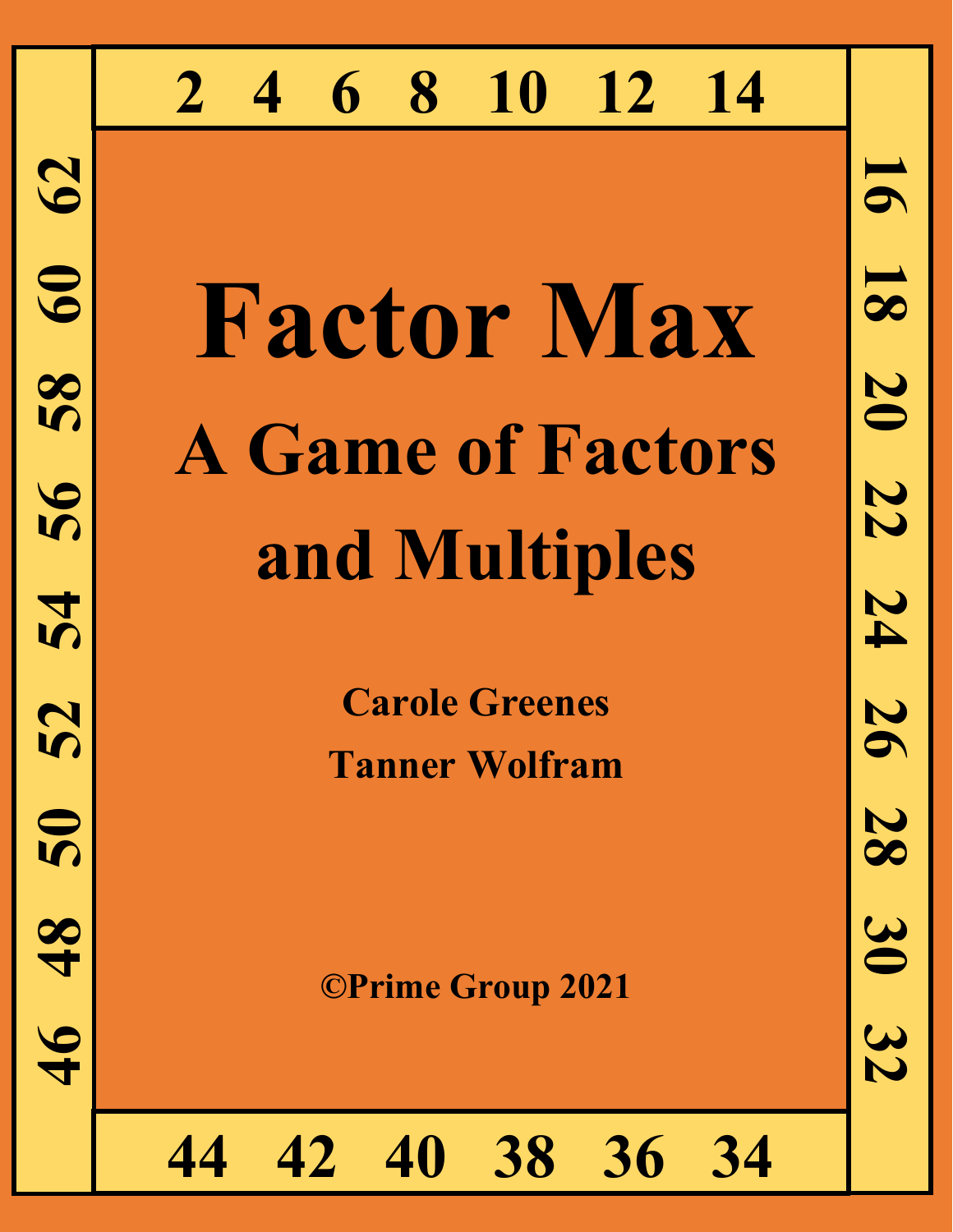2 4 6 8 10 12 14

16 18 20 22 24 26 28 30 32

34 36 38 40 42 44

46 48 50 52 54 56 58 60 62

# Factor Max

## A Game of Factors and Multiples

**Carole Greenes**

**Tanner Wolfram**

**©Prime Group 2021**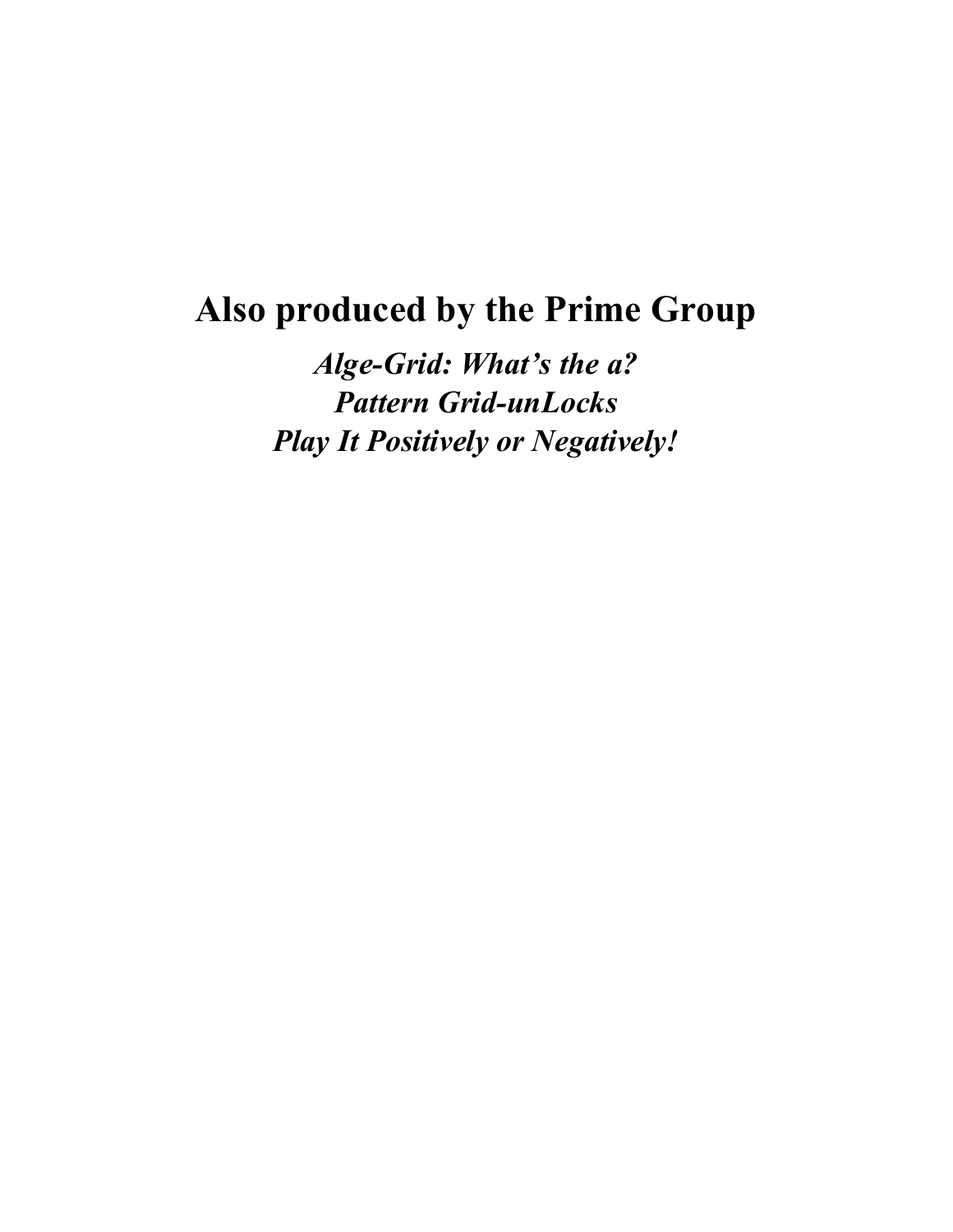# Also produced by the Prime Group

***Alge-Grid: What's the a?***
***Pattern Grid-unLocks***
***Play It Positively or Negatively!***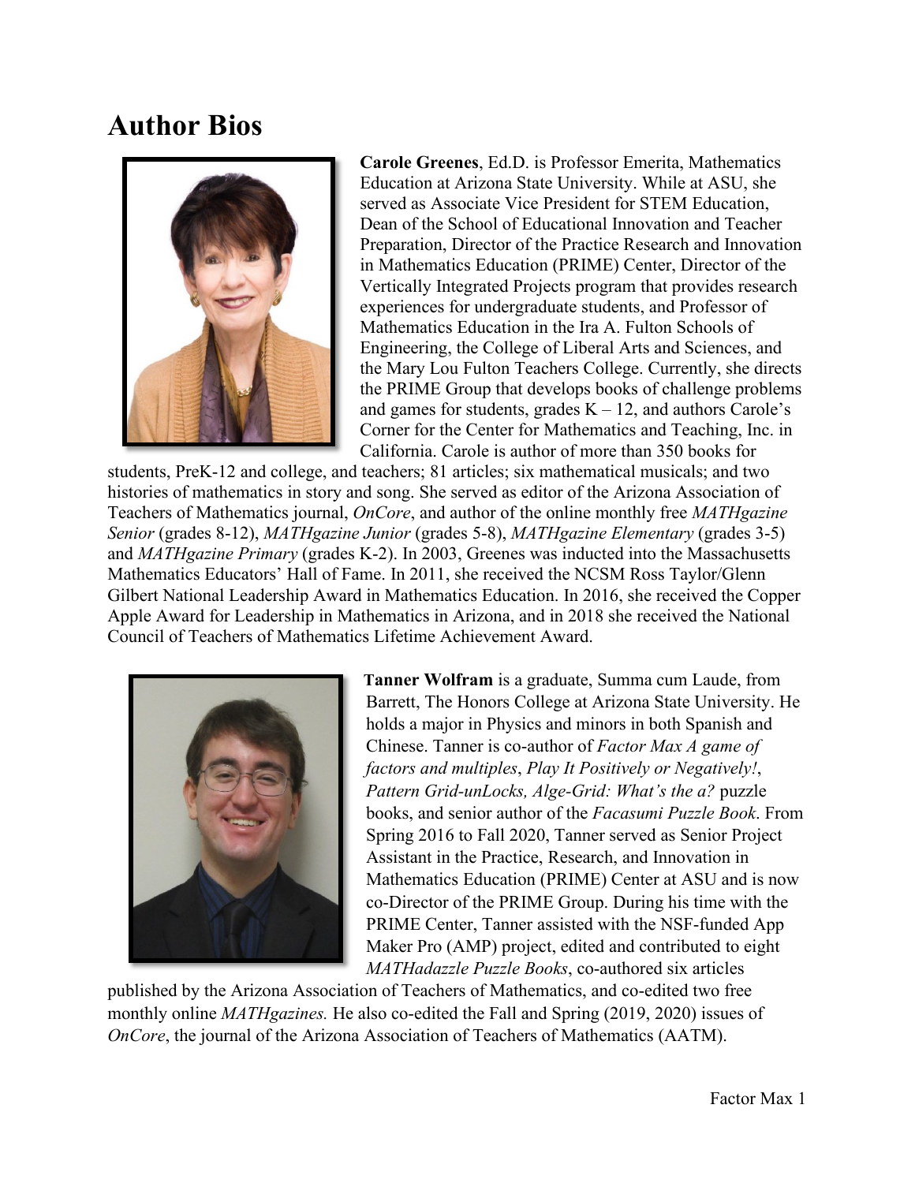# Author Bios

**Carole Greenes**, Ed.D. is Professor Emerita, Mathematics Education at Arizona State University. While at ASU, she served as Associate Vice President for STEM Education, Dean of the School of Educational Innovation and Teacher Preparation, Director of the Practice Research and Innovation in Mathematics Education (PRIME) Center, Director of the Vertically Integrated Projects program that provides research experiences for undergraduate students, and Professor of Mathematics Education in the Ira A. Fulton Schools of Engineering, the College of Liberal Arts and Sciences, and the Mary Lou Fulton Teachers College. Currently, she directs the PRIME Group that develops books of challenge problems and games for students, grades K – 12, and authors Carole's Corner for the Center for Mathematics and Teaching, Inc. in California. Carole is author of more than 350 books for students, PreK-12 and college, and teachers; 81 articles; six mathematical musicals; and two histories of mathematics in story and song. She served as editor of the Arizona Association of Teachers of Mathematics journal, *OnCore*, and author of the online monthly free *MATHgazine Senior* (grades 8-12), *MATHgazine Junior* (grades 5-8), *MATHgazine Elementary* (grades 3-5) and *MATHgazine Primary* (grades K-2). In 2003, Greenes was inducted into the Massachusetts Mathematics Educators' Hall of Fame. In 2011, she received the NCSM Ross Taylor/Glenn Gilbert National Leadership Award in Mathematics Education. In 2016, she received the Copper Apple Award for Leadership in Mathematics in Arizona, and in 2018 she received the National Council of Teachers of Mathematics Lifetime Achievement Award.

**Tanner Wolfram** is a graduate, Summa cum Laude, from Barrett, The Honors College at Arizona State University. He holds a major in Physics and minors in both Spanish and Chinese. Tanner is co-author of *Factor Max A game of factors and multiples*, *Play It Positively or Negatively!*, *Pattern Grid-unLocks, Alge-Grid: What's the a?* puzzle books, and senior author of the *Facasumi Puzzle Book*. From Spring 2016 to Fall 2020, Tanner served as Senior Project Assistant in the Practice, Research, and Innovation in Mathematics Education (PRIME) Center at ASU and is now co-Director of the PRIME Group. During his time with the PRIME Center, Tanner assisted with the NSF-funded App Maker Pro (AMP) project, edited and contributed to eight *MATHadazzle Puzzle Books*, co-authored six articles published by the Arizona Association of Teachers of Mathematics, and co-edited two free monthly online *MATHgazines.* He also co-edited the Fall and Spring (2019, 2020) issues of *OnCore*, the journal of the Arizona Association of Teachers of Mathematics (AATM).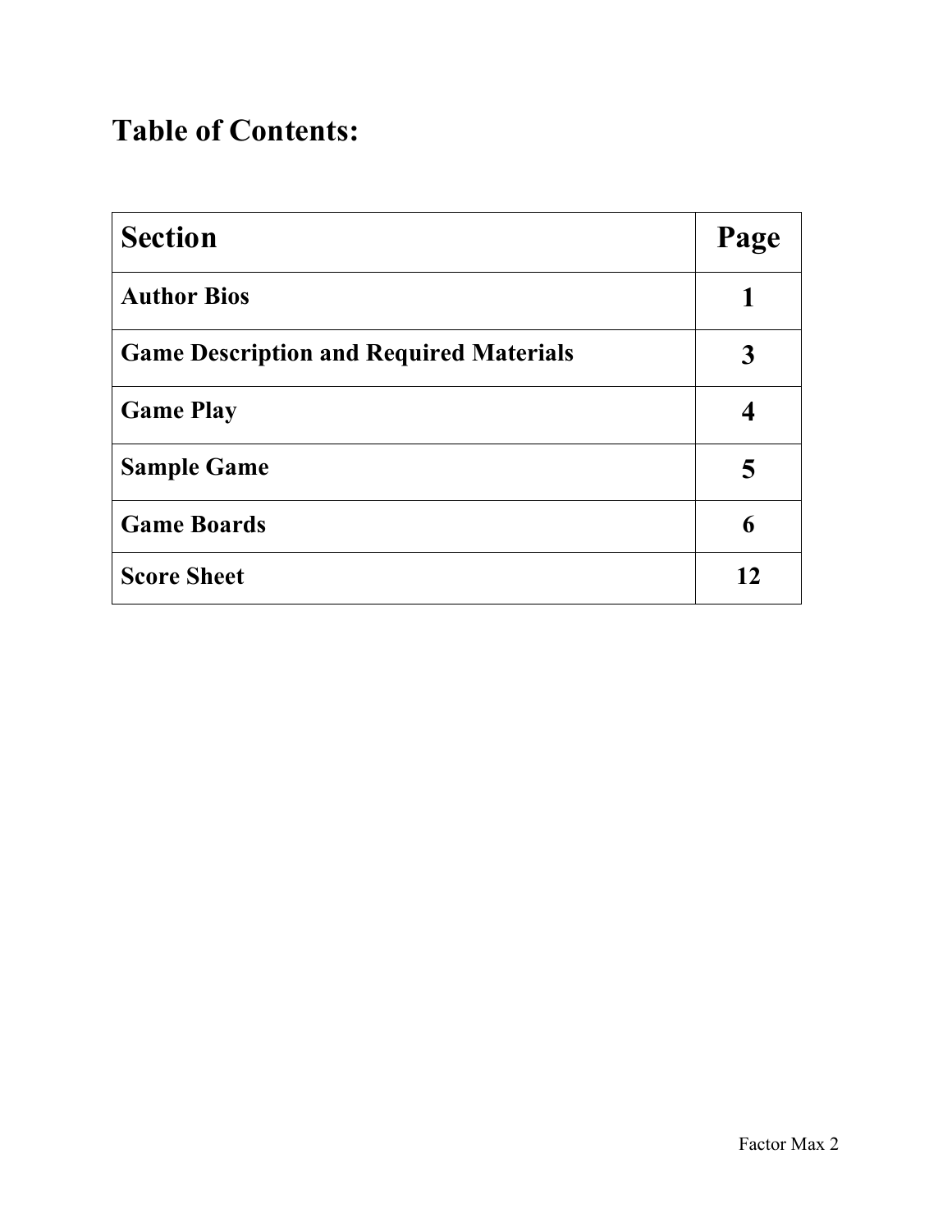# Table of Contents:

| Section | Page |
| --- | --- |
| **Author Bios** | **1** |
| **Game Description and Required Materials** | **3** |
| **Game Play** | **4** |
| **Sample Game** | **5** |
| **Game Boards** | **6** |
| **Score Sheet** | **12** |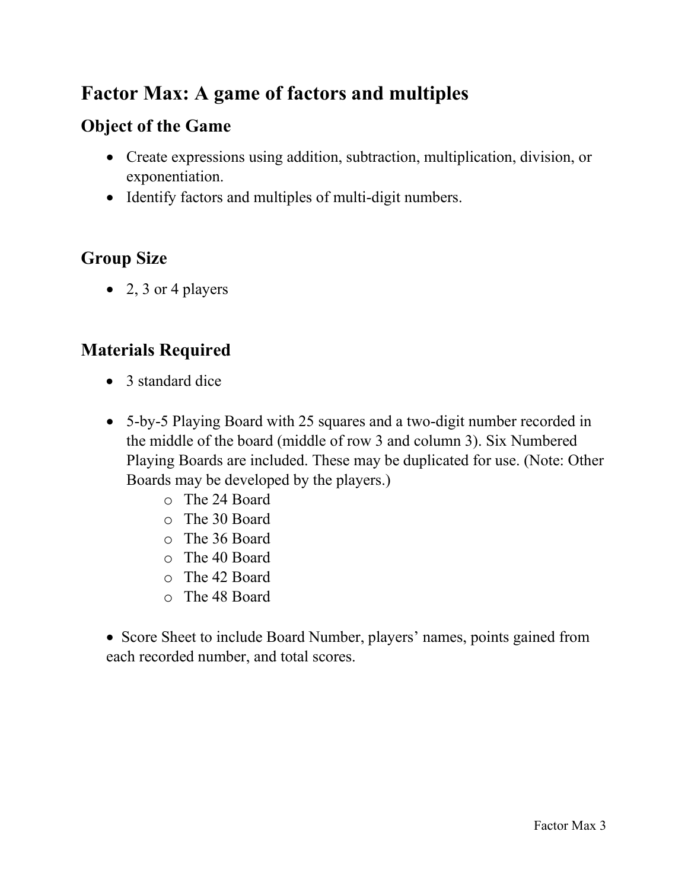# Factor Max: A game of factors and multiples

## Object of the Game

- Create expressions using addition, subtraction, multiplication, division, or exponentiation.
- Identify factors and multiples of multi-digit numbers.

## Group Size

- 2, 3 or 4 players

## Materials Required

- 3 standard dice

- 5-by-5 Playing Board with 25 squares and a two-digit number recorded in the middle of the board (middle of row 3 and column 3). Six Numbered Playing Boards are included. These may be duplicated for use. (Note: Other Boards may be developed by the players.)
    - The 24 Board
    - The 30 Board
    - The 36 Board
    - The 40 Board
    - The 42 Board
    - The 48 Board

- Score Sheet to include Board Number, players' names, points gained from each recorded number, and total scores.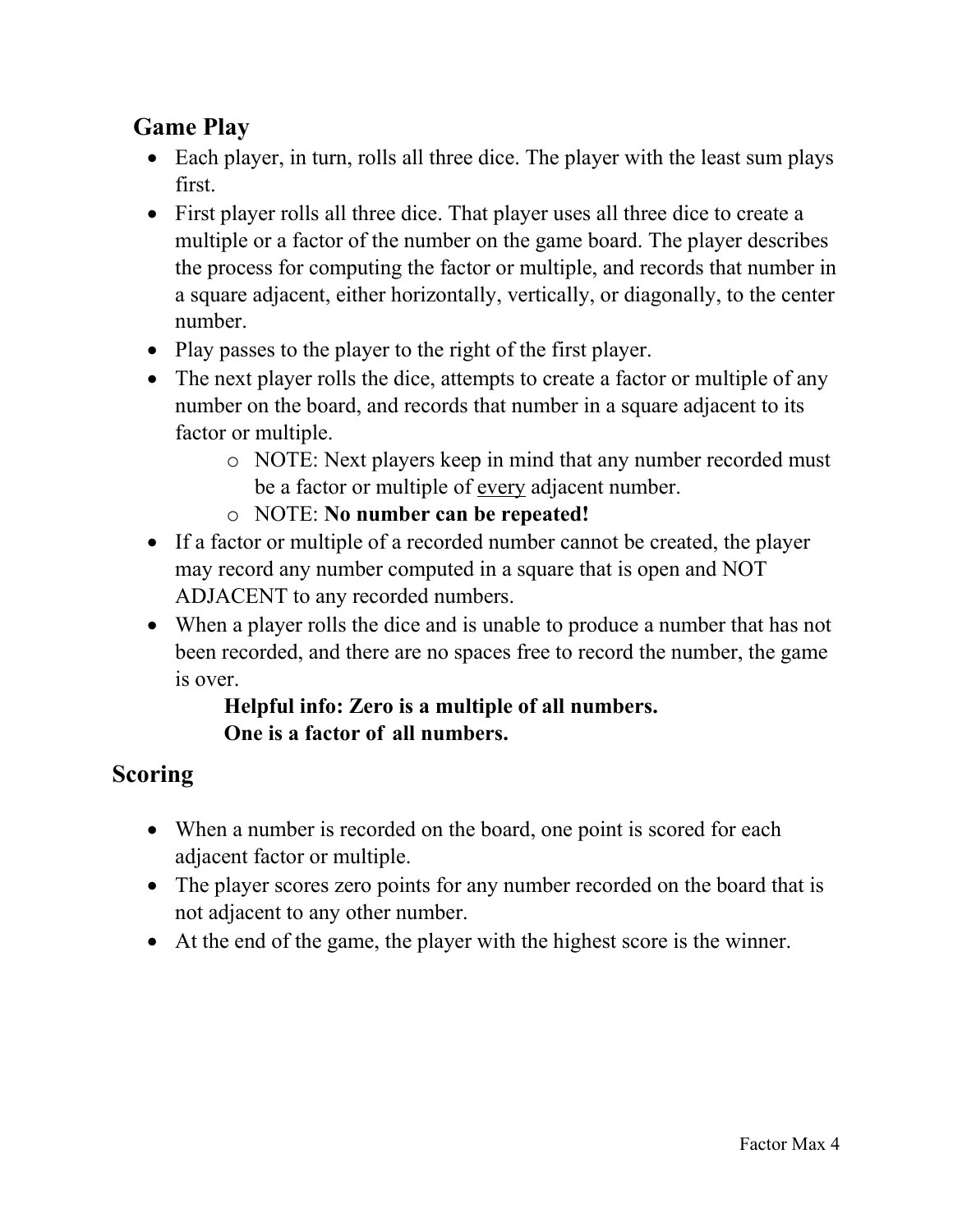## Game Play

- Each player, in turn, rolls all three dice. The player with the least sum plays first.
- First player rolls all three dice. That player uses all three dice to create a multiple or a factor of the number on the game board. The player describes the process for computing the factor or multiple, and records that number in a square adjacent, either horizontally, vertically, or diagonally, to the center number.
- Play passes to the player to the right of the first player.
- The next player rolls the dice, attempts to create a factor or multiple of any number on the board, and records that number in a square adjacent to its factor or multiple.
    - NOTE: Next players keep in mind that any number recorded must be a factor or multiple of <u>every</u> adjacent number.
    - NOTE: **No number can be repeated!**
- If a factor or multiple of a recorded number cannot be created, the player may record any number computed in a square that is open and NOT ADJACENT to any recorded numbers.
- When a player rolls the dice and is unable to produce a number that has not been recorded, and there are no spaces free to record the number, the game is over.

**Helpful info: Zero is a multiple of all numbers.**
**One is a factor of all numbers.**

## Scoring

- When a number is recorded on the board, one point is scored for each adjacent factor or multiple.
- The player scores zero points for any number recorded on the board that is not adjacent to any other number.
- At the end of the game, the player with the highest score is the winner.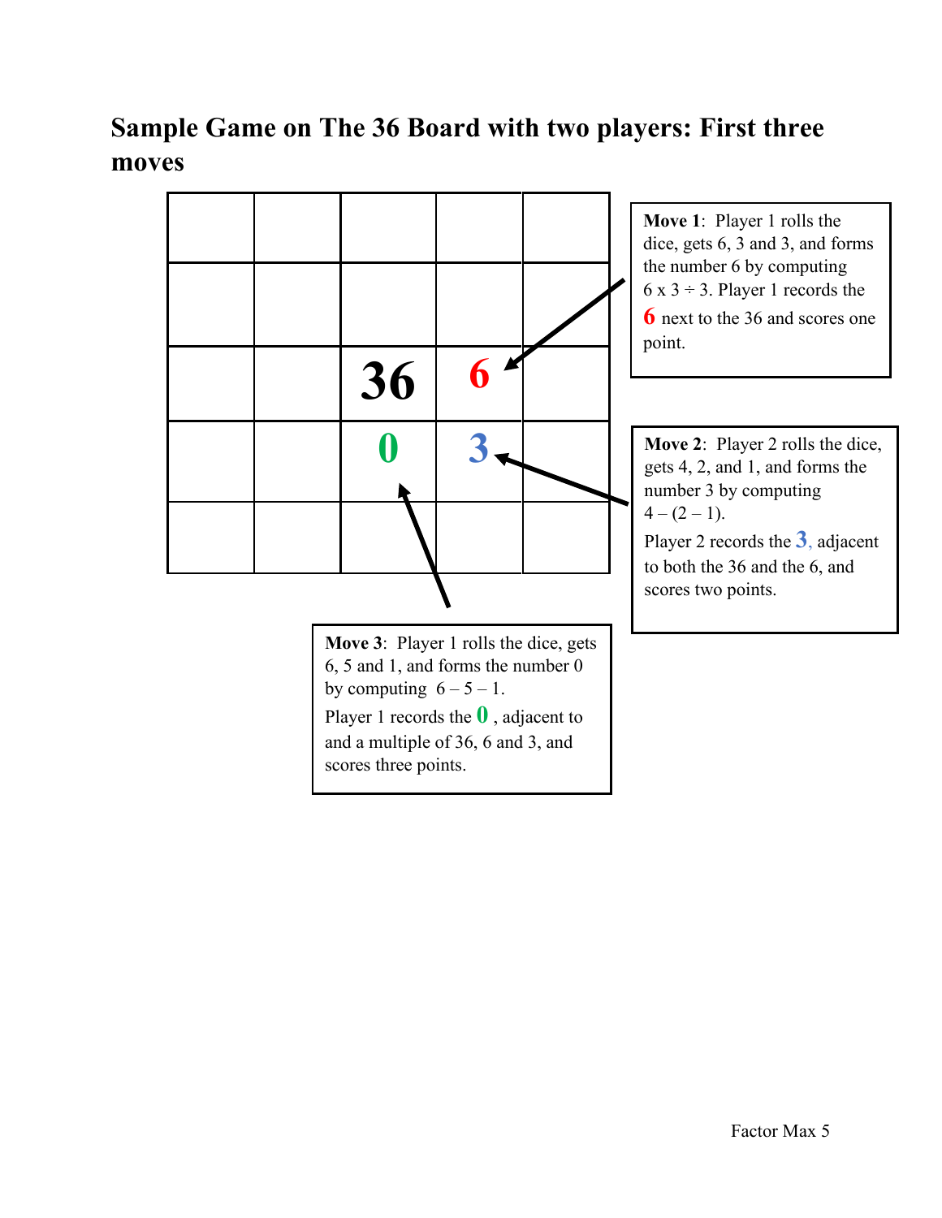## Sample Game on The 36 Board with two players: First three moves

| | | | | |
|---|---|---|---|---|
| | | | | |
| | | | | |
| | | 36 | 6 | |
| | | 0 | 3 | |
| | | | | |

**Move 1**: Player 1 rolls the dice, gets 6, 3 and 3, and forms the number 6 by computing $6 \times 3 \div 3$. Player 1 records the **6** next to the 36 and scores one point.

**Move 2**: Player 2 rolls the dice, gets 4, 2, and 1, and forms the number 3 by computing $4 - (2 - 1)$.

Player 2 records the **3**, adjacent to both the 36 and the 6, and scores two points.

**Move 3**: Player 1 rolls the dice, gets 6, 5 and 1, and forms the number 0 by computing $6 - 5 - 1$.

Player 1 records the **0** , adjacent to and a multiple of 36, 6 and 3, and scores three points.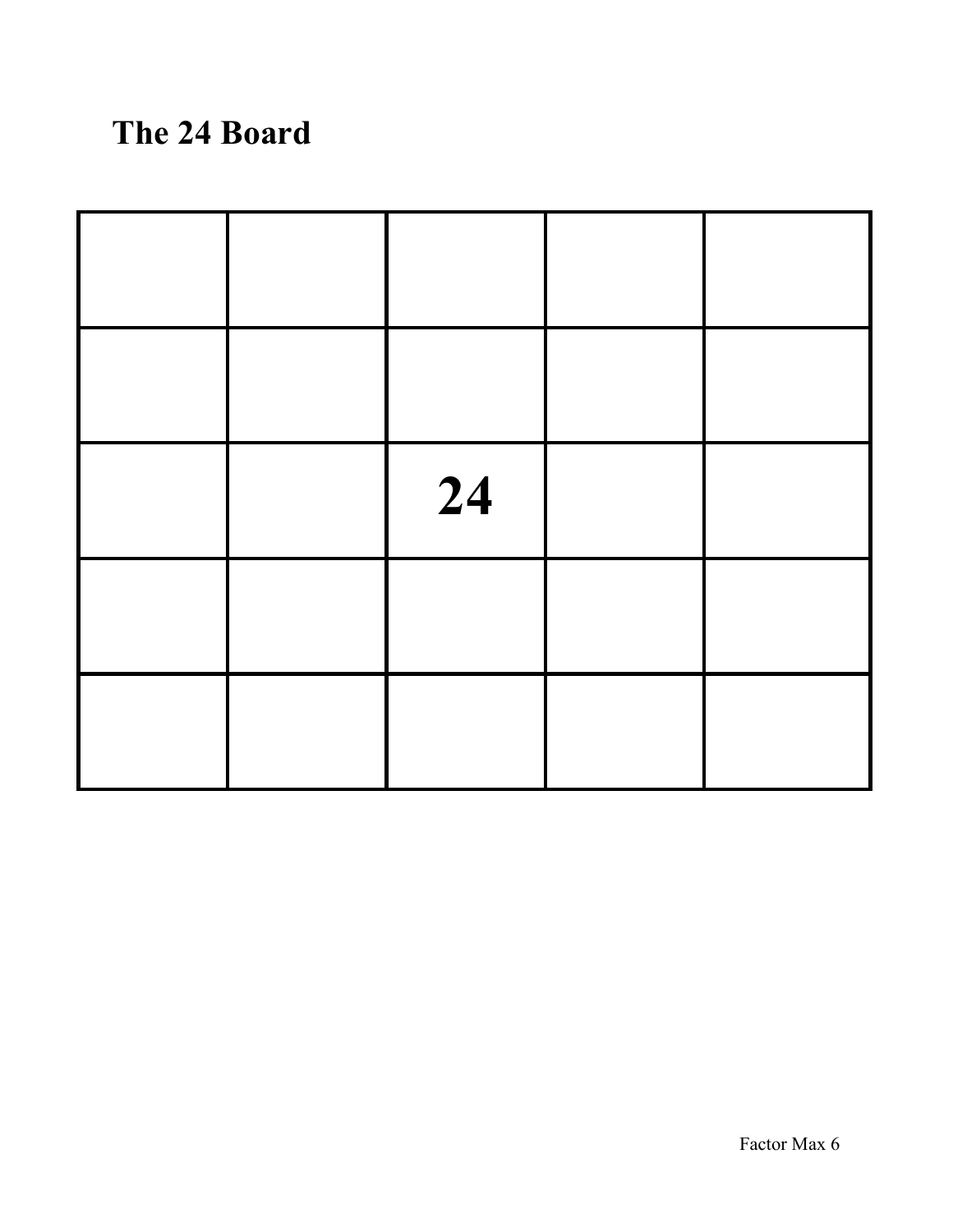## The 24 Board

| | | | | |
|---|---|---|---|---|
| | | | | |
| | | | | |
| | | **24** | | |
| | | | | |
| | | | | |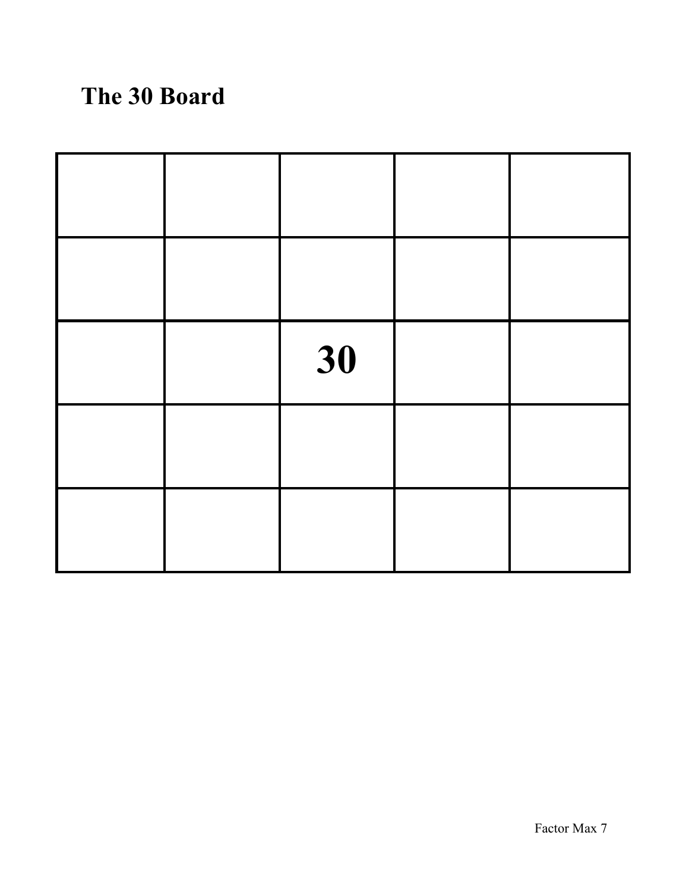## The 30 Board

| | | | | |
|---|---|---|---|---|
| | | | | |
| | | | | |
| | | **30** | | |
| | | | | |
| | | | | |

Factor Max 7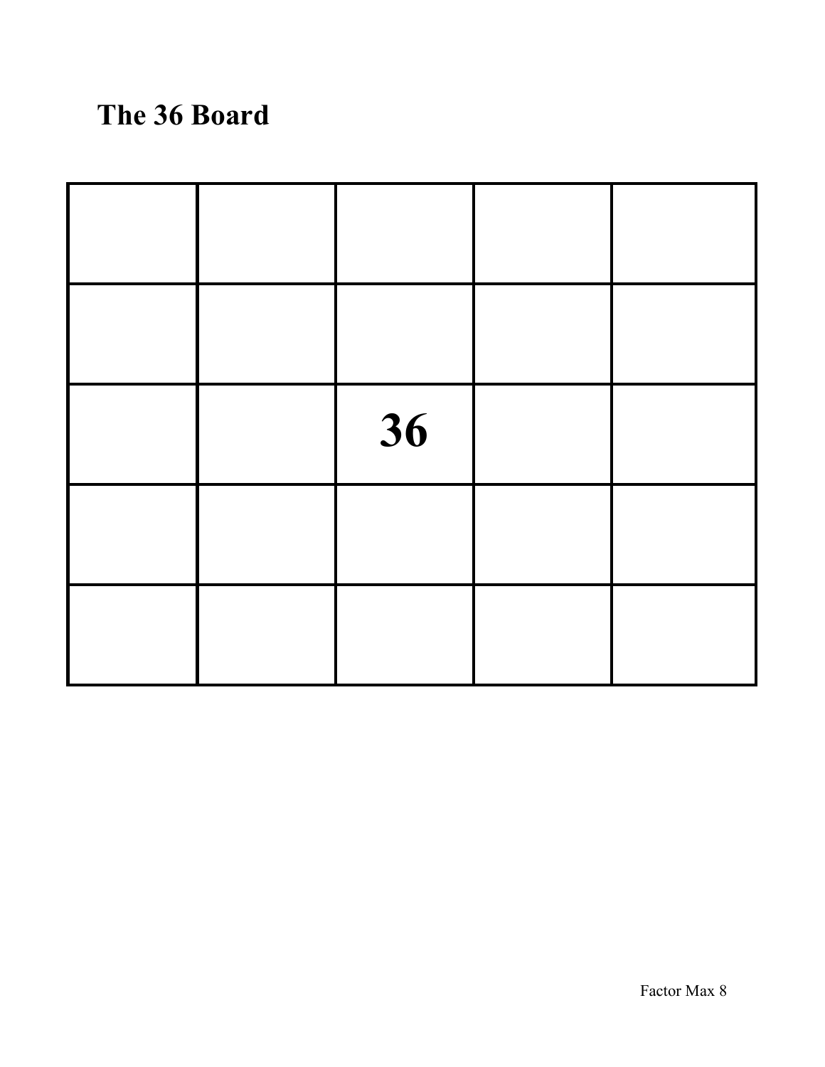# The 36 Board

| | | | | |
|---|---|---|---|---|
| | | | | |
| | | | | |
| | | **36** | | |
| | | | | |
| | | | | |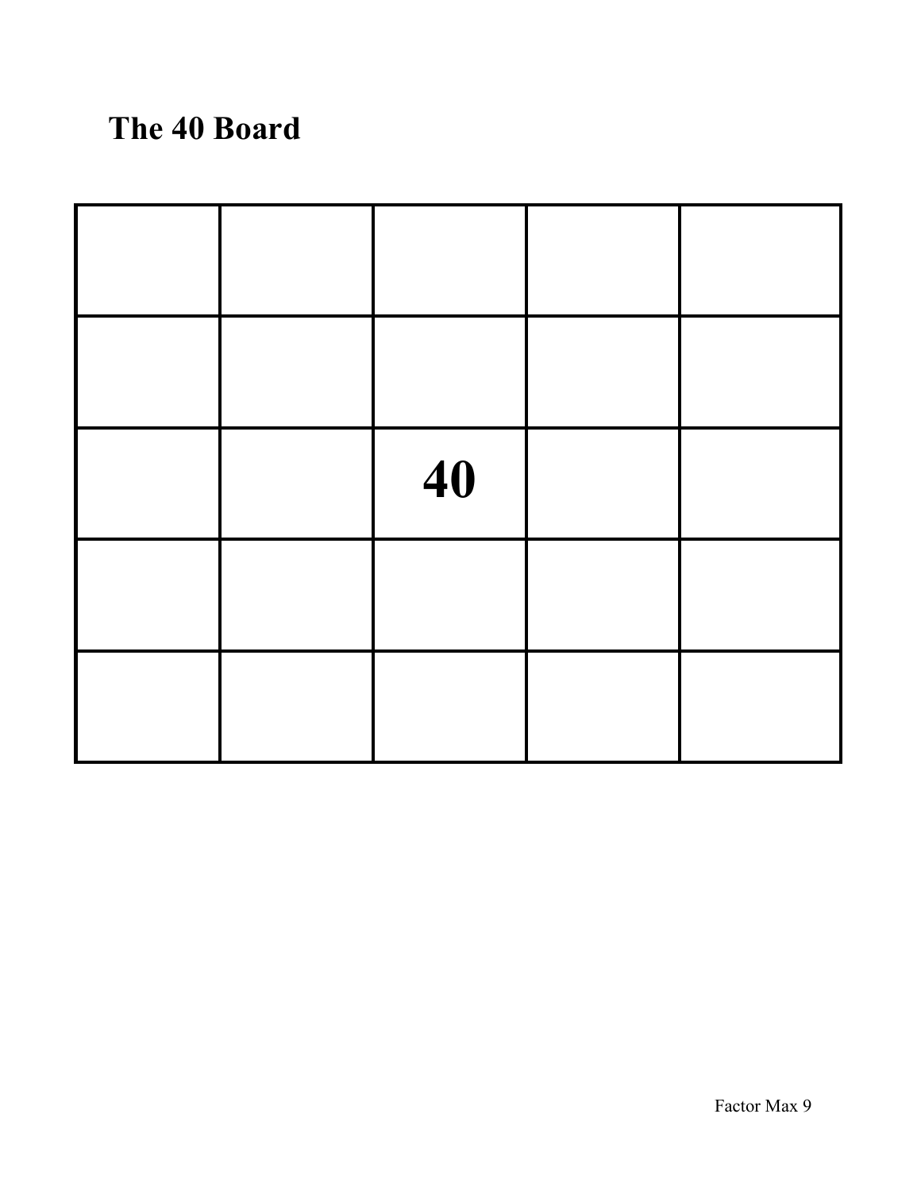# The 40 Board

| | | | | |
|---|---|---|---|---|
| | | | | |
| | | | | |
| | | **40** | | |
| | | | | |
| | | | | |

Factor Max 9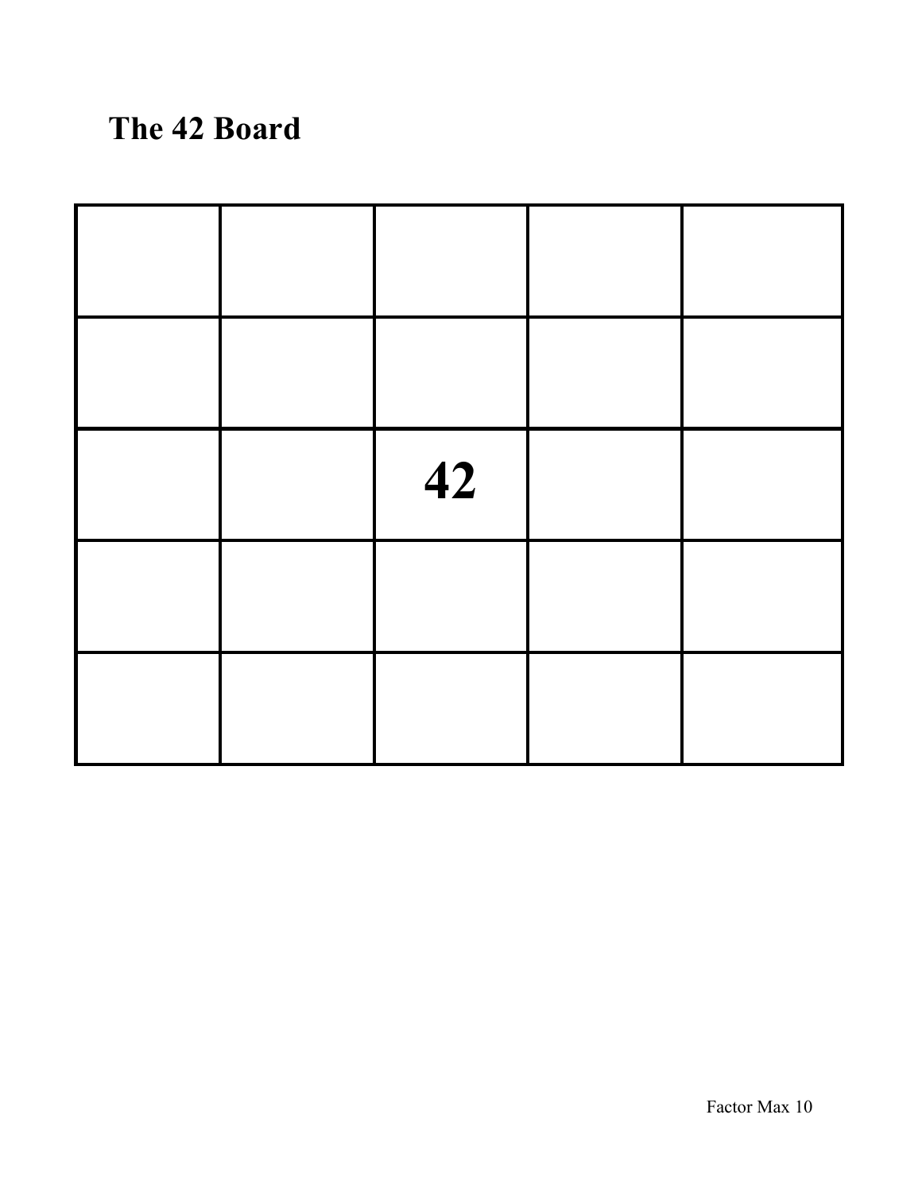# The 42 Board

| | | | | |
|---|---|---|---|---|
| | | | | |
| | | | | |
| | | **42** | | |
| | | | | |
| | | | | |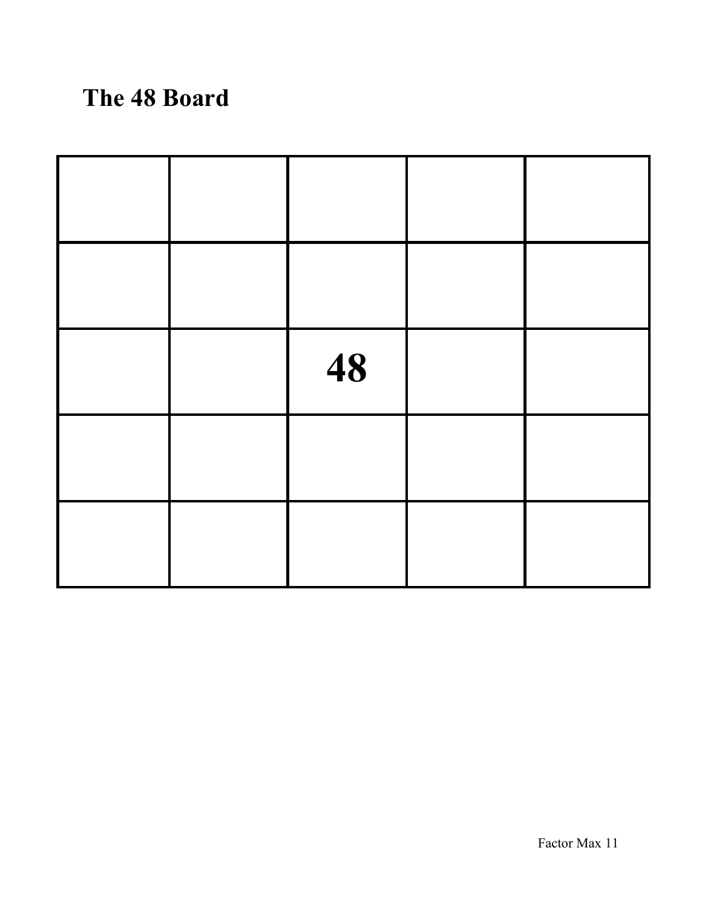# The 48 Board

| | | | | |
|---|---|---|---|---|
| | | | | |
| | | | | |
| | | **48** | | |
| | | | | |
| | | | | |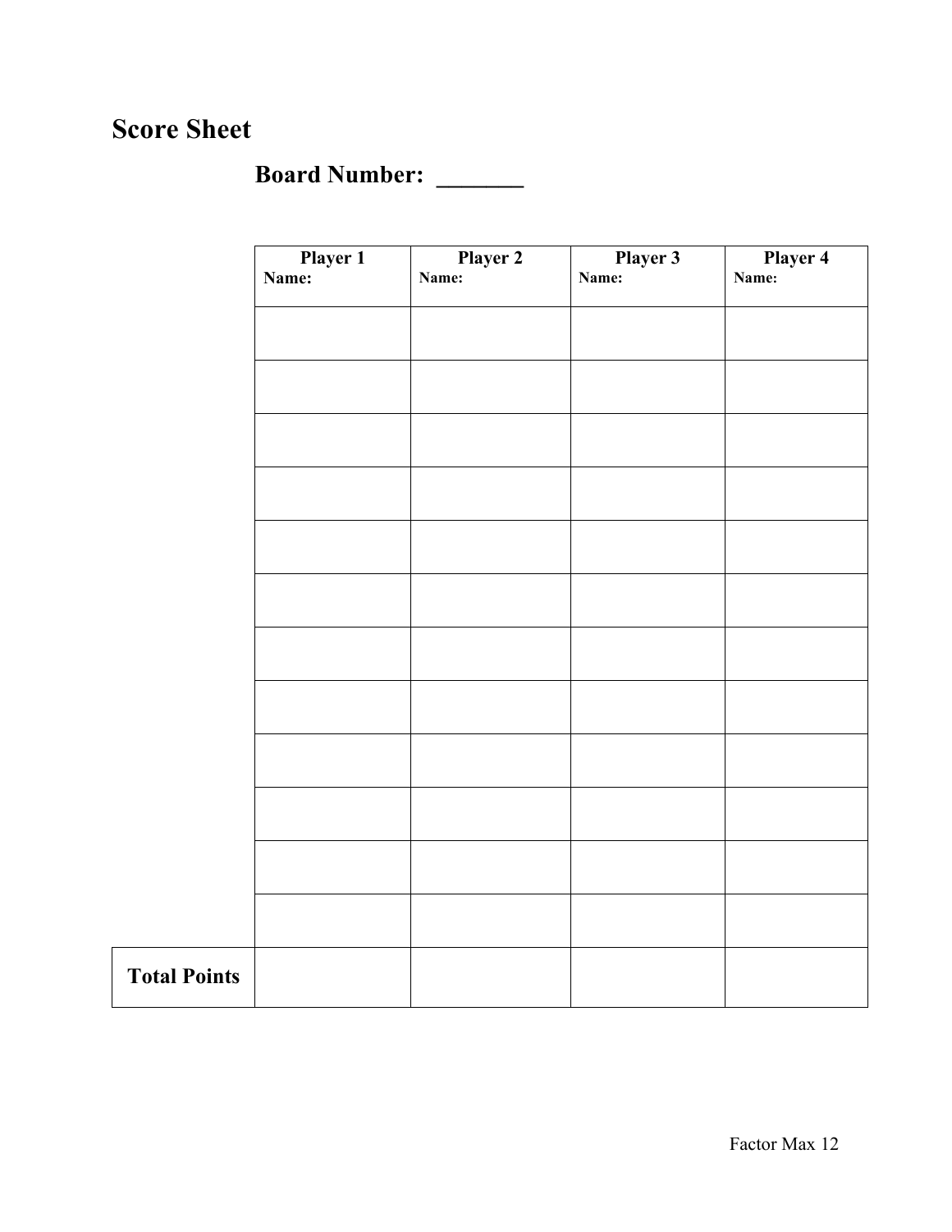# Score Sheet

## Board Number: _______

| | Player 1<br>Name: | Player 2<br>Name: | Player 3<br>Name: | Player 4<br>Name: |
|---|---|---|---|---|
| | | | | |
| | | | | |
| | | | | |
| | | | | |
| | | | | |
| | | | | |
| | | | | |
| | | | | |
| | | | | |
| | | | | |
| | | | | |
| | | | | |
| **Total Points** | | | | |

Factor Max 12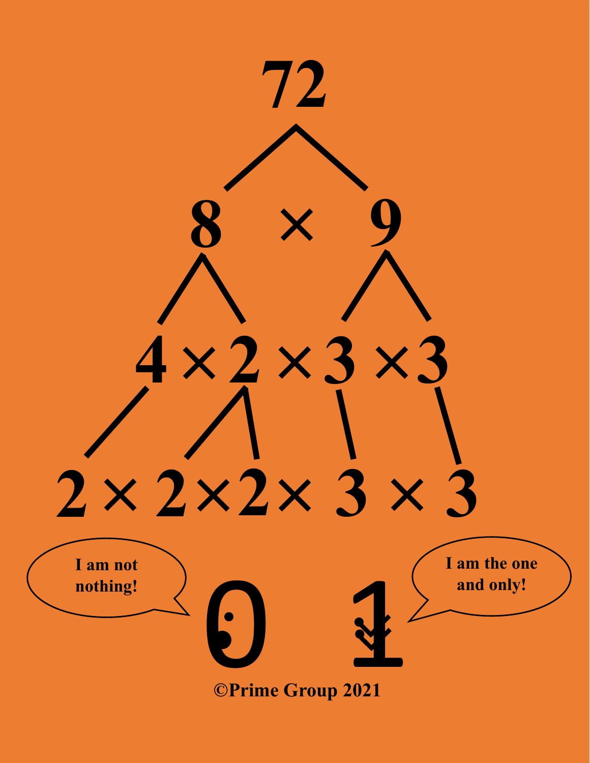# 72

$$8 \times 9$$

$$4 \times 2 \times 3 \times 3$$

$$2 \times 2 \times 2 \times 3 \times 3$$

I am not nothing!

0

1

I am the one and only!

©Prime Group 2021